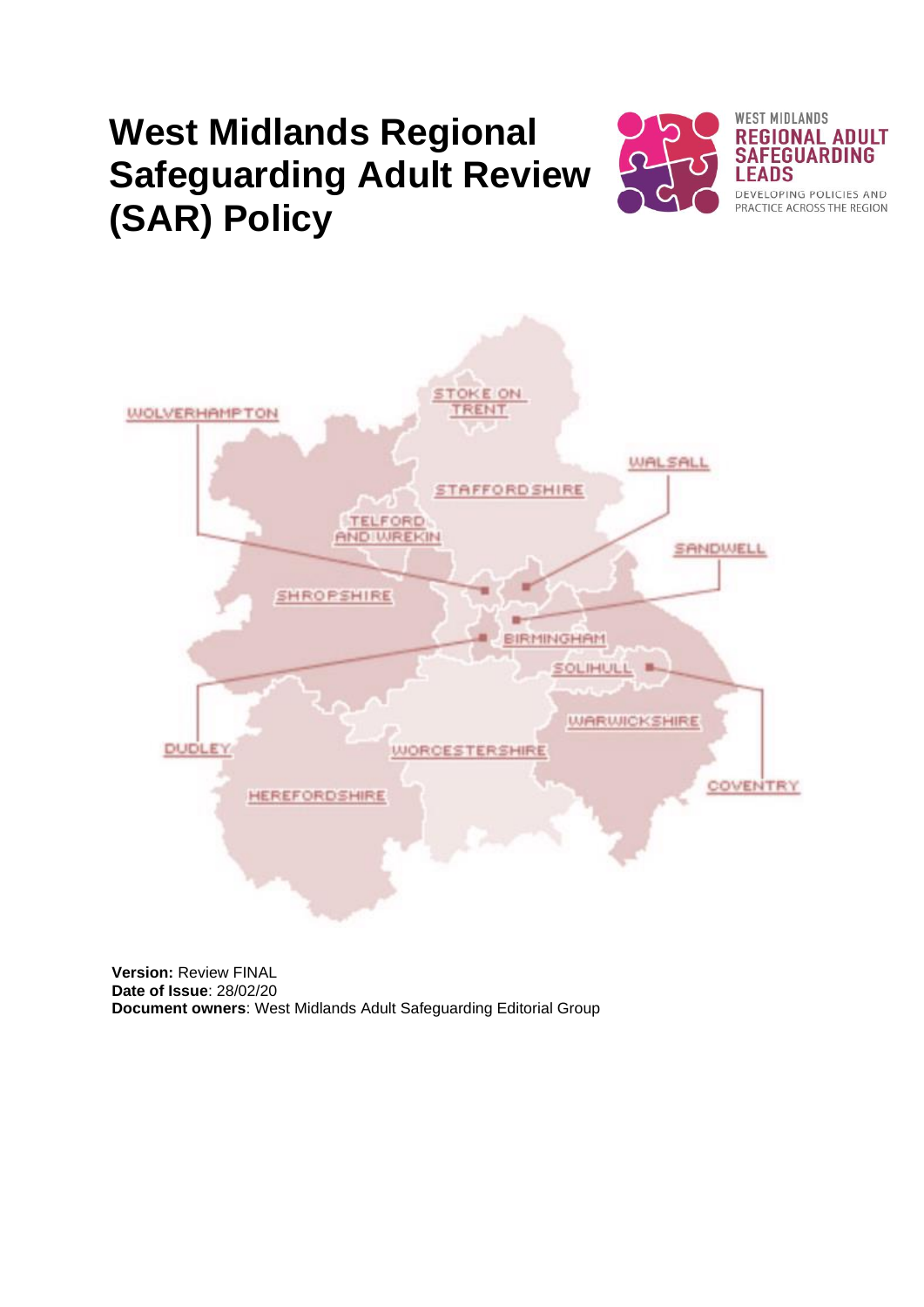# West Midlands Regional Safeguarding Adult Review (SAR) Policy

**Version:** Review FINAL
**Date of Issue**: 28/02/20
**Document owners**: West Midlands Adult Safeguarding Editorial Group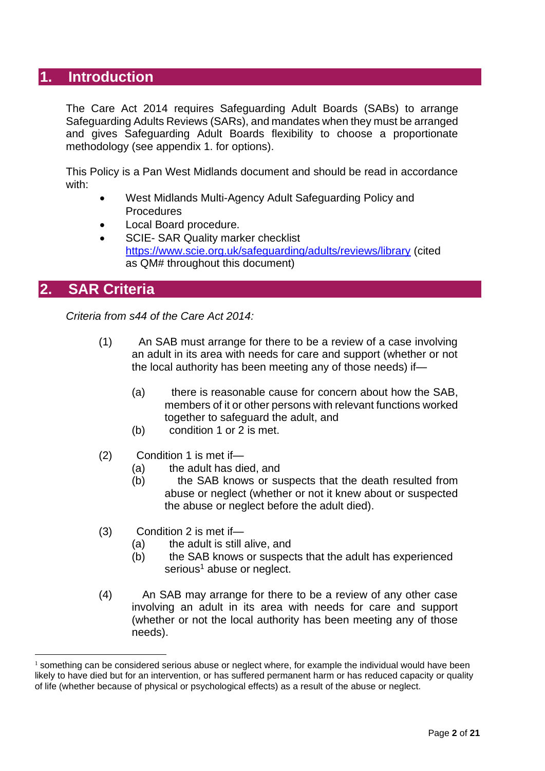## 1. Introduction

The Care Act 2014 requires Safeguarding Adult Boards (SABs) to arrange Safeguarding Adults Reviews (SARs), and mandates when they must be arranged and gives Safeguarding Adult Boards flexibility to choose a proportionate methodology (see appendix 1. for options).

This Policy is a Pan West Midlands document and should be read in accordance with:

- West Midlands Multi-Agency Adult Safeguarding Policy and Procedures
- Local Board procedure.
- SCIE- SAR Quality marker checklist https://www.scie.org.uk/safeguarding/adults/reviews/library (cited as QM# throughout this document)

## 2. SAR Criteria

*Criteria from s44 of the Care Act 2014:*

(1) An SAB must arrange for there to be a review of a case involving an adult in its area with needs for care and support (whether or not the local authority has been meeting any of those needs) if—

(a) there is reasonable cause for concern about how the SAB, members of it or other persons with relevant functions worked together to safeguard the adult, and
(b) condition 1 or 2 is met.

(2) Condition 1 is met if—
(a) the adult has died, and
(b) the SAB knows or suspects that the death resulted from abuse or neglect (whether or not it knew about or suspected the abuse or neglect before the adult died).

(3) Condition 2 is met if—
(a) the adult is still alive, and
(b) the SAB knows or suspects that the adult has experienced serious[1] abuse or neglect.

(4) An SAB may arrange for there to be a review of any other case involving an adult in its area with needs for care and support (whether or not the local authority has been meeting any of those needs).

---

[1] something can be considered serious abuse or neglect where, for example the individual would have been likely to have died but for an intervention, or has suffered permanent harm or has reduced capacity or quality of life (whether because of physical or psychological effects) as a result of the abuse or neglect.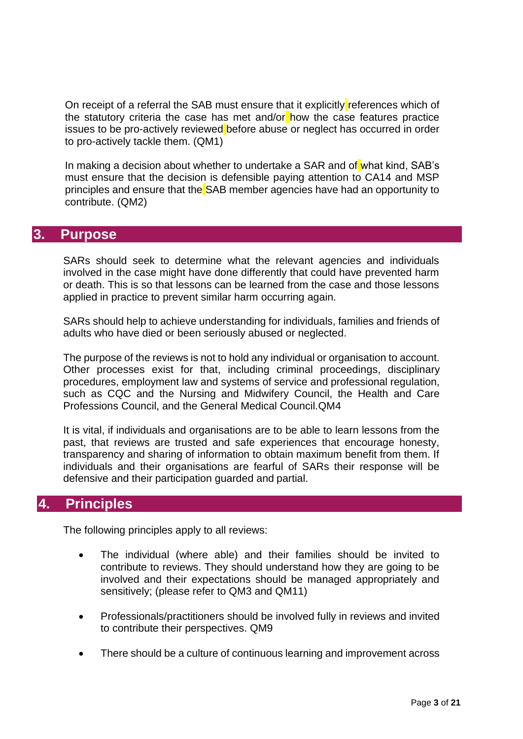On receipt of a referral the SAB must ensure that it explicitly references which of the statutory criteria the case has met and/or how the case features practice issues to be pro-actively reviewed before abuse or neglect has occurred in order to pro-actively tackle them. (QM1)

In making a decision about whether to undertake a SAR and of what kind, SAB's must ensure that the decision is defensible paying attention to CA14 and MSP principles and ensure that the SAB member agencies have had an opportunity to contribute. (QM2)

## 3. Purpose

SARs should seek to determine what the relevant agencies and individuals involved in the case might have done differently that could have prevented harm or death. This is so that lessons can be learned from the case and those lessons applied in practice to prevent similar harm occurring again.

SARs should help to achieve understanding for individuals, families and friends of adults who have died or been seriously abused or neglected.

The purpose of the reviews is not to hold any individual or organisation to account. Other processes exist for that, including criminal proceedings, disciplinary procedures, employment law and systems of service and professional regulation, such as CQC and the Nursing and Midwifery Council, the Health and Care Professions Council, and the General Medical Council.QM4

It is vital, if individuals and organisations are to be able to learn lessons from the past, that reviews are trusted and safe experiences that encourage honesty, transparency and sharing of information to obtain maximum benefit from them. If individuals and their organisations are fearful of SARs their response will be defensive and their participation guarded and partial.

## 4. Principles

The following principles apply to all reviews:

- The individual (where able) and their families should be invited to contribute to reviews. They should understand how they are going to be involved and their expectations should be managed appropriately and sensitively; (please refer to QM3 and QM11)
- Professionals/practitioners should be involved fully in reviews and invited to contribute their perspectives. QM9
- There should be a culture of continuous learning and improvement across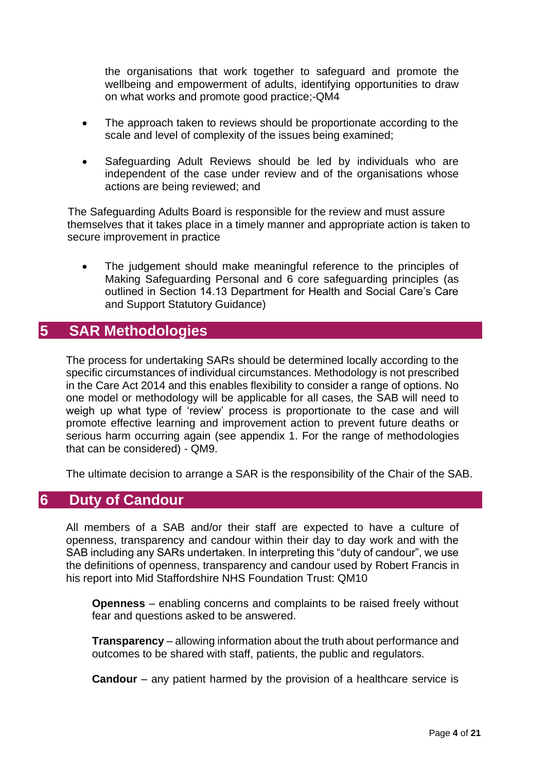the organisations that work together to safeguard and promote the wellbeing and empowerment of adults, identifying opportunities to draw on what works and promote good practice;-QM4

- The approach taken to reviews should be proportionate according to the scale and level of complexity of the issues being examined;
- Safeguarding Adult Reviews should be led by individuals who are independent of the case under review and of the organisations whose actions are being reviewed; and

The Safeguarding Adults Board is responsible for the review and must assure themselves that it takes place in a timely manner and appropriate action is taken to secure improvement in practice

- The judgement should make meaningful reference to the principles of Making Safeguarding Personal and 6 core safeguarding principles (as outlined in Section 14.13 Department for Health and Social Care's Care and Support Statutory Guidance)

## 5 SAR Methodologies

The process for undertaking SARs should be determined locally according to the specific circumstances of individual circumstances. Methodology is not prescribed in the Care Act 2014 and this enables flexibility to consider a range of options. No one model or methodology will be applicable for all cases, the SAB will need to weigh up what type of 'review' process is proportionate to the case and will promote effective learning and improvement action to prevent future deaths or serious harm occurring again (see appendix 1. For the range of methodologies that can be considered) - QM9.

The ultimate decision to arrange a SAR is the responsibility of the Chair of the SAB.

## 6 Duty of Candour

All members of a SAB and/or their staff are expected to have a culture of openness, transparency and candour within their day to day work and with the SAB including any SARs undertaken. In interpreting this "duty of candour", we use the definitions of openness, transparency and candour used by Robert Francis in his report into Mid Staffordshire NHS Foundation Trust: QM10

**Openness** – enabling concerns and complaints to be raised freely without fear and questions asked to be answered.

**Transparency** – allowing information about the truth about performance and outcomes to be shared with staff, patients, the public and regulators.

**Candour** – any patient harmed by the provision of a healthcare service is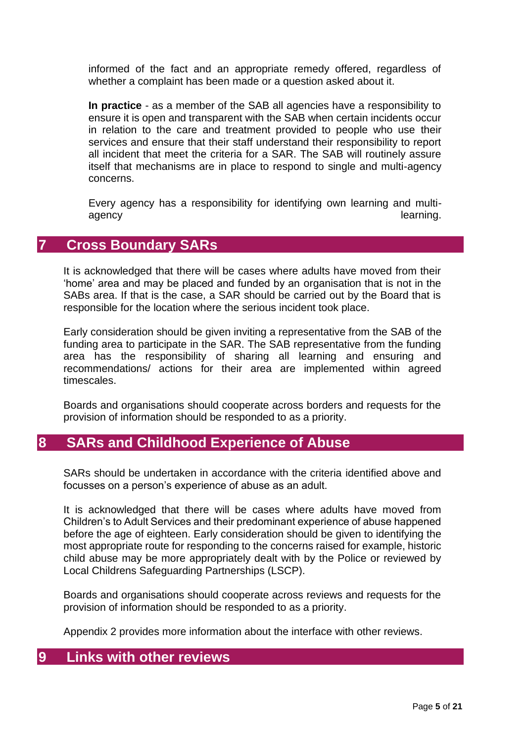informed of the fact and an appropriate remedy offered, regardless of whether a complaint has been made or a question asked about it.

**In practice** - as a member of the SAB all agencies have a responsibility to ensure it is open and transparent with the SAB when certain incidents occur in relation to the care and treatment provided to people who use their services and ensure that their staff understand their responsibility to report all incident that meet the criteria for a SAR. The SAB will routinely assure itself that mechanisms are in place to respond to single and multi-agency concerns.

Every agency has a responsibility for identifying own learning and multi-agency learning.

## 7 Cross Boundary SARs

It is acknowledged that there will be cases where adults have moved from their 'home' area and may be placed and funded by an organisation that is not in the SABs area. If that is the case, a SAR should be carried out by the Board that is responsible for the location where the serious incident took place.

Early consideration should be given inviting a representative from the SAB of the funding area to participate in the SAR. The SAB representative from the funding area has the responsibility of sharing all learning and ensuring and recommendations/ actions for their area are implemented within agreed timescales.

Boards and organisations should cooperate across borders and requests for the provision of information should be responded to as a priority.

## 8 SARs and Childhood Experience of Abuse

SARs should be undertaken in accordance with the criteria identified above and focusses on a person's experience of abuse as an adult.

It is acknowledged that there will be cases where adults have moved from Children's to Adult Services and their predominant experience of abuse happened before the age of eighteen. Early consideration should be given to identifying the most appropriate route for responding to the concerns raised for example, historic child abuse may be more appropriately dealt with by the Police or reviewed by Local Childrens Safeguarding Partnerships (LSCP).

Boards and organisations should cooperate across reviews and requests for the provision of information should be responded to as a priority.

Appendix 2 provides more information about the interface with other reviews.

## 9 Links with other reviews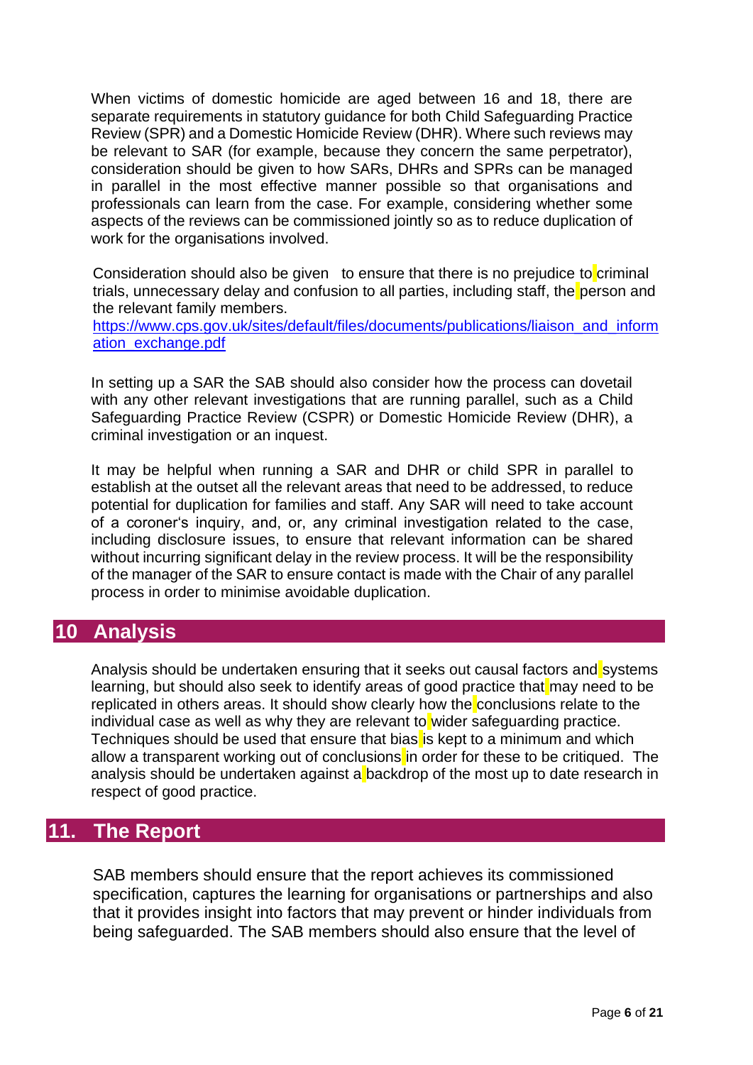When victims of domestic homicide are aged between 16 and 18, there are separate requirements in statutory guidance for both Child Safeguarding Practice Review (SPR) and a Domestic Homicide Review (DHR). Where such reviews may be relevant to SAR (for example, because they concern the same perpetrator), consideration should be given to how SARs, DHRs and SPRs can be managed in parallel in the most effective manner possible so that organisations and professionals can learn from the case. For example, considering whether some aspects of the reviews can be commissioned jointly so as to reduce duplication of work for the organisations involved.

Consideration should also be given to ensure that there is no prejudice to criminal trials, unnecessary delay and confusion to all parties, including staff, the person and the relevant family members.
https://www.cps.gov.uk/sites/default/files/documents/publications/liaison_and_information_exchange.pdf

In setting up a SAR the SAB should also consider how the process can dovetail with any other relevant investigations that are running parallel, such as a Child Safeguarding Practice Review (CSPR) or Domestic Homicide Review (DHR), a criminal investigation or an inquest.

It may be helpful when running a SAR and DHR or child SPR in parallel to establish at the outset all the relevant areas that need to be addressed, to reduce potential for duplication for families and staff. Any SAR will need to take account of a coroner's inquiry, and, or, any criminal investigation related to the case, including disclosure issues, to ensure that relevant information can be shared without incurring significant delay in the review process. It will be the responsibility of the manager of the SAR to ensure contact is made with the Chair of any parallel process in order to minimise avoidable duplication.

## 10 Analysis

Analysis should be undertaken ensuring that it seeks out causal factors and systems learning, but should also seek to identify areas of good practice that may need to be replicated in others areas. It should show clearly how the conclusions relate to the individual case as well as why they are relevant to wider safeguarding practice. Techniques should be used that ensure that bias is kept to a minimum and which allow a transparent working out of conclusions in order for these to be critiqued. The analysis should be undertaken against a backdrop of the most up to date research in respect of good practice.

## 11. The Report

SAB members should ensure that the report achieves its commissioned specification, captures the learning for organisations or partnerships and also that it provides insight into factors that may prevent or hinder individuals from being safeguarded. The SAB members should also ensure that the level of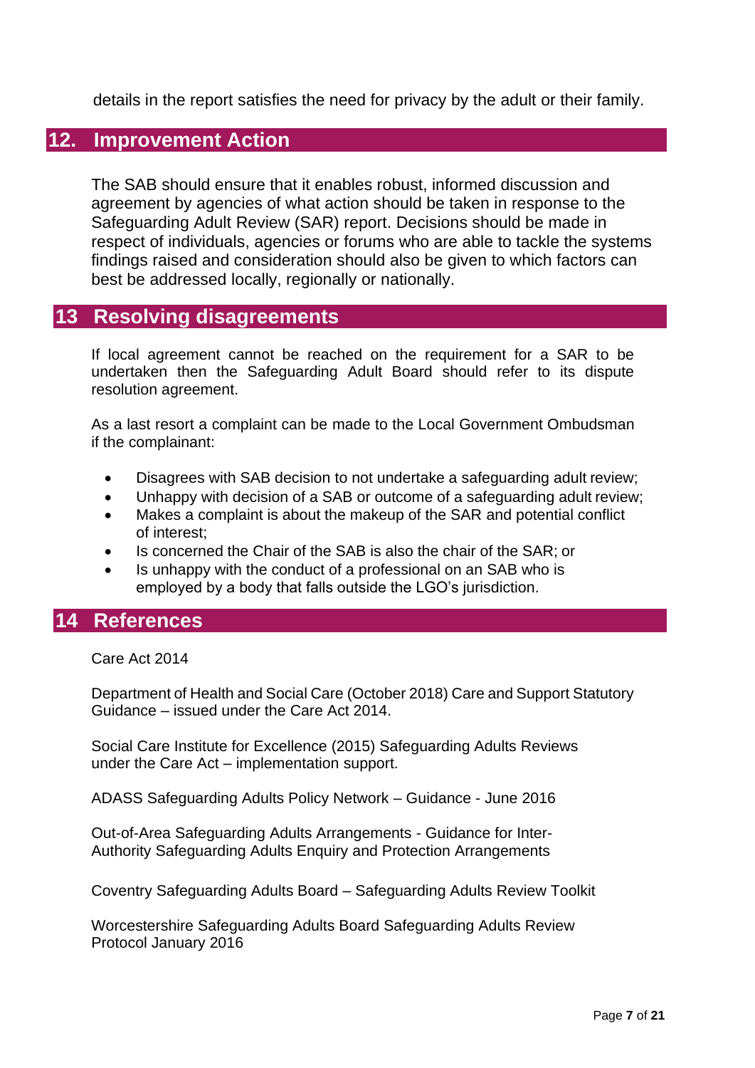details in the report satisfies the need for privacy by the adult or their family.

## 12. Improvement Action

The SAB should ensure that it enables robust, informed discussion and agreement by agencies of what action should be taken in response to the Safeguarding Adult Review (SAR) report. Decisions should be made in respect of individuals, agencies or forums who are able to tackle the systems findings raised and consideration should also be given to which factors can best be addressed locally, regionally or nationally.

## 13 Resolving disagreements

If local agreement cannot be reached on the requirement for a SAR to be undertaken then the Safeguarding Adult Board should refer to its dispute resolution agreement.

As a last resort a complaint can be made to the Local Government Ombudsman if the complainant:

- Disagrees with SAB decision to not undertake a safeguarding adult review;
- Unhappy with decision of a SAB or outcome of a safeguarding adult review;
- Makes a complaint is about the makeup of the SAR and potential conflict of interest;
- Is concerned the Chair of the SAB is also the chair of the SAR; or
- Is unhappy with the conduct of a professional on an SAB who is employed by a body that falls outside the LGO's jurisdiction.

## 14 References

Care Act 2014

Department of Health and Social Care (October 2018) Care and Support Statutory Guidance – issued under the Care Act 2014.

Social Care Institute for Excellence (2015) Safeguarding Adults Reviews under the Care Act – implementation support.

ADASS Safeguarding Adults Policy Network – Guidance - June 2016

Out-of-Area Safeguarding Adults Arrangements - Guidance for Inter-Authority Safeguarding Adults Enquiry and Protection Arrangements

Coventry Safeguarding Adults Board – Safeguarding Adults Review Toolkit

Worcestershire Safeguarding Adults Board Safeguarding Adults Review Protocol January 2016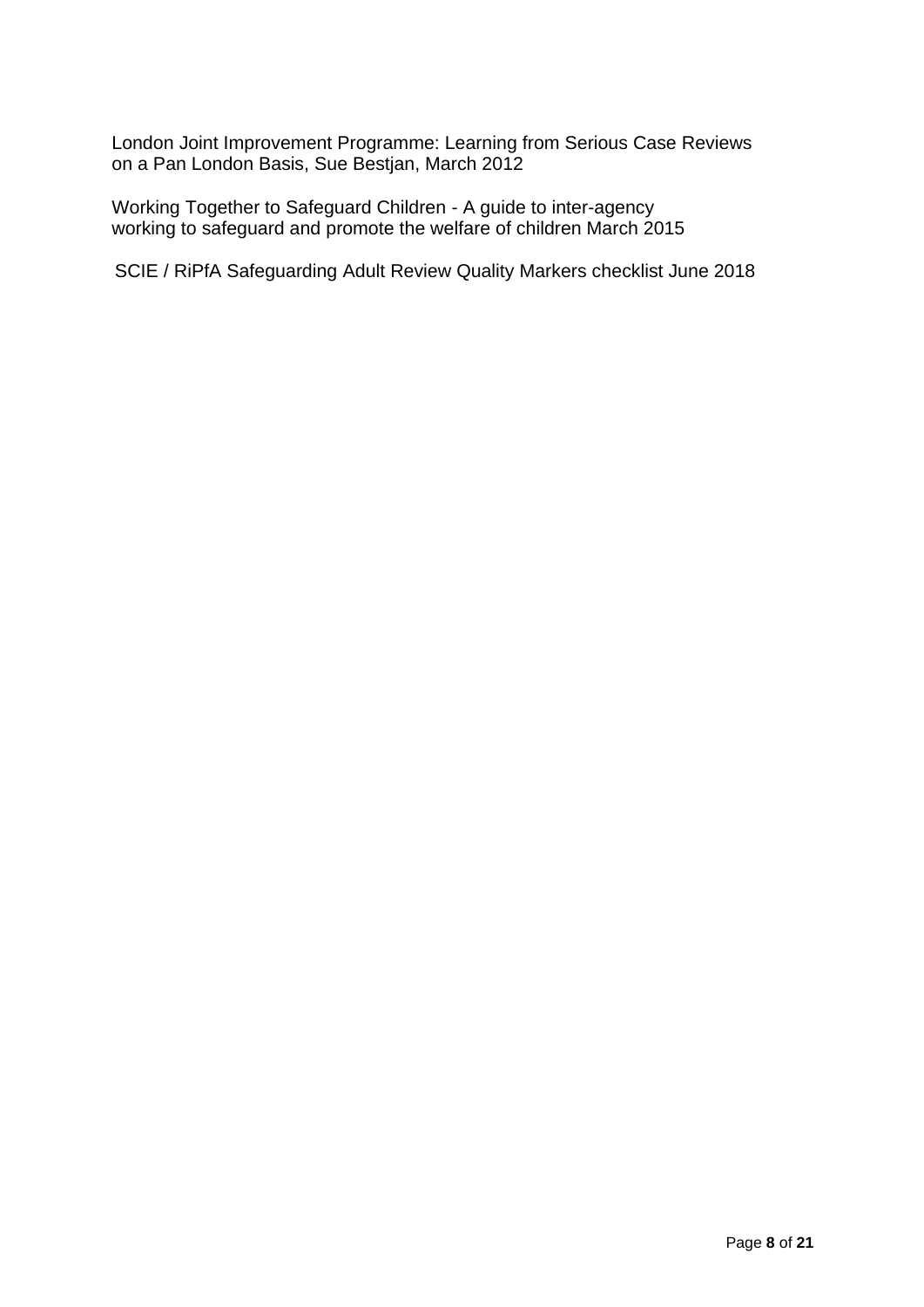London Joint Improvement Programme: Learning from Serious Case Reviews on a Pan London Basis, Sue Bestjan, March 2012

Working Together to Safeguard Children - A guide to inter-agency working to safeguard and promote the welfare of children March 2015

SCIE / RiPfA Safeguarding Adult Review Quality Markers checklist June 2018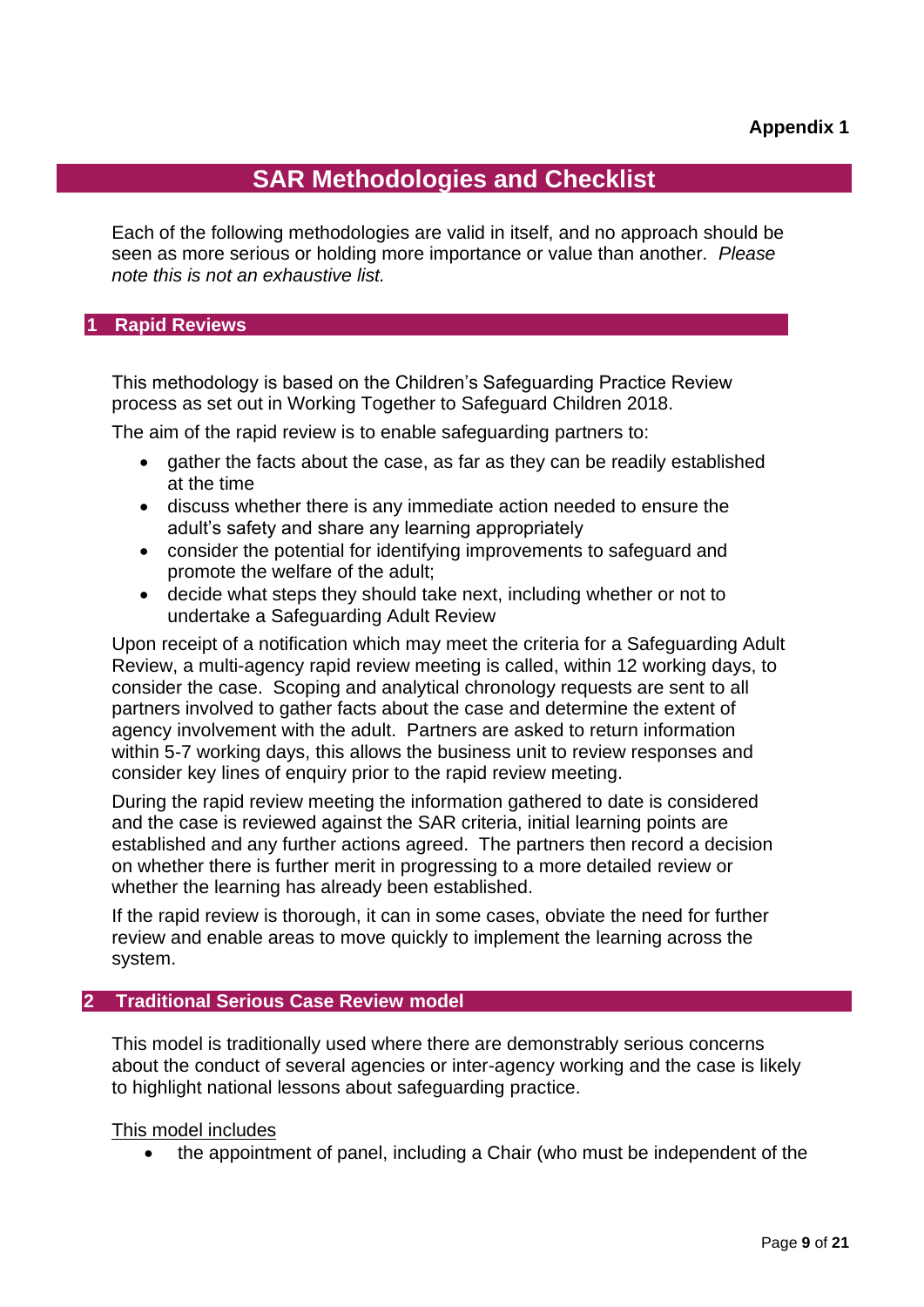**Appendix 1**

# SAR Methodologies and Checklist

Each of the following methodologies are valid in itself, and no approach should be seen as more serious or holding more importance or value than another. *Please note this is not an exhaustive list.*

## 1 Rapid Reviews

This methodology is based on the Children's Safeguarding Practice Review process as set out in Working Together to Safeguard Children 2018.

The aim of the rapid review is to enable safeguarding partners to:

- gather the facts about the case, as far as they can be readily established at the time
- discuss whether there is any immediate action needed to ensure the adult's safety and share any learning appropriately
- consider the potential for identifying improvements to safeguard and promote the welfare of the adult;
- decide what steps they should take next, including whether or not to undertake a Safeguarding Adult Review

Upon receipt of a notification which may meet the criteria for a Safeguarding Adult Review, a multi-agency rapid review meeting is called, within 12 working days, to consider the case. Scoping and analytical chronology requests are sent to all partners involved to gather facts about the case and determine the extent of agency involvement with the adult. Partners are asked to return information within 5-7 working days, this allows the business unit to review responses and consider key lines of enquiry prior to the rapid review meeting.

During the rapid review meeting the information gathered to date is considered and the case is reviewed against the SAR criteria, initial learning points are established and any further actions agreed. The partners then record a decision on whether there is further merit in progressing to a more detailed review or whether the learning has already been established.

If the rapid review is thorough, it can in some cases, obviate the need for further review and enable areas to move quickly to implement the learning across the system.

## 2 Traditional Serious Case Review model

This model is traditionally used where there are demonstrably serious concerns about the conduct of several agencies or inter-agency working and the case is likely to highlight national lessons about safeguarding practice.

<u>This model includes</u>

- the appointment of panel, including a Chair (who must be independent of the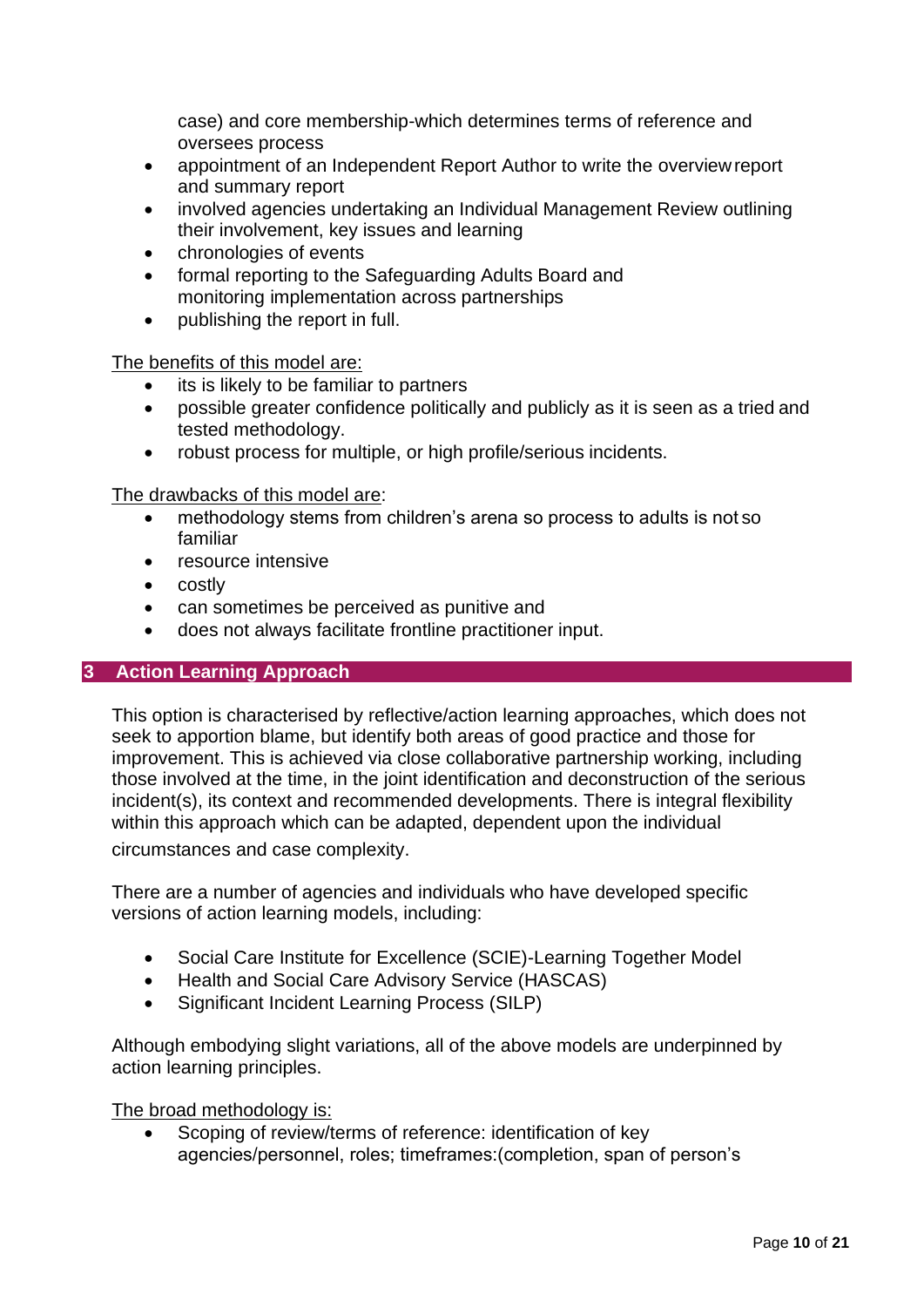case) and core membership-which determines terms of reference and oversees process

- appointment of an Independent Report Author to write the overview report and summary report
- involved agencies undertaking an Individual Management Review outlining their involvement, key issues and learning
- chronologies of events
- formal reporting to the Safeguarding Adults Board and monitoring implementation across partnerships
- publishing the report in full.

The benefits of this model are:

- its is likely to be familiar to partners
- possible greater confidence politically and publicly as it is seen as a tried and tested methodology.
- robust process for multiple, or high profile/serious incidents.

The drawbacks of this model are:

- methodology stems from children's arena so process to adults is not so familiar
- resource intensive
- costly
- can sometimes be perceived as punitive and
- does not always facilitate frontline practitioner input.

## 3 Action Learning Approach

This option is characterised by reflective/action learning approaches, which does not seek to apportion blame, but identify both areas of good practice and those for improvement. This is achieved via close collaborative partnership working, including those involved at the time, in the joint identification and deconstruction of the serious incident(s), its context and recommended developments. There is integral flexibility within this approach which can be adapted, dependent upon the individual circumstances and case complexity.

There are a number of agencies and individuals who have developed specific versions of action learning models, including:

- Social Care Institute for Excellence (SCIE)-Learning Together Model
- Health and Social Care Advisory Service (HASCAS)
- Significant Incident Learning Process (SILP)

Although embodying slight variations, all of the above models are underpinned by action learning principles.

The broad methodology is:

- Scoping of review/terms of reference: identification of key agencies/personnel, roles; timeframes:(completion, span of person's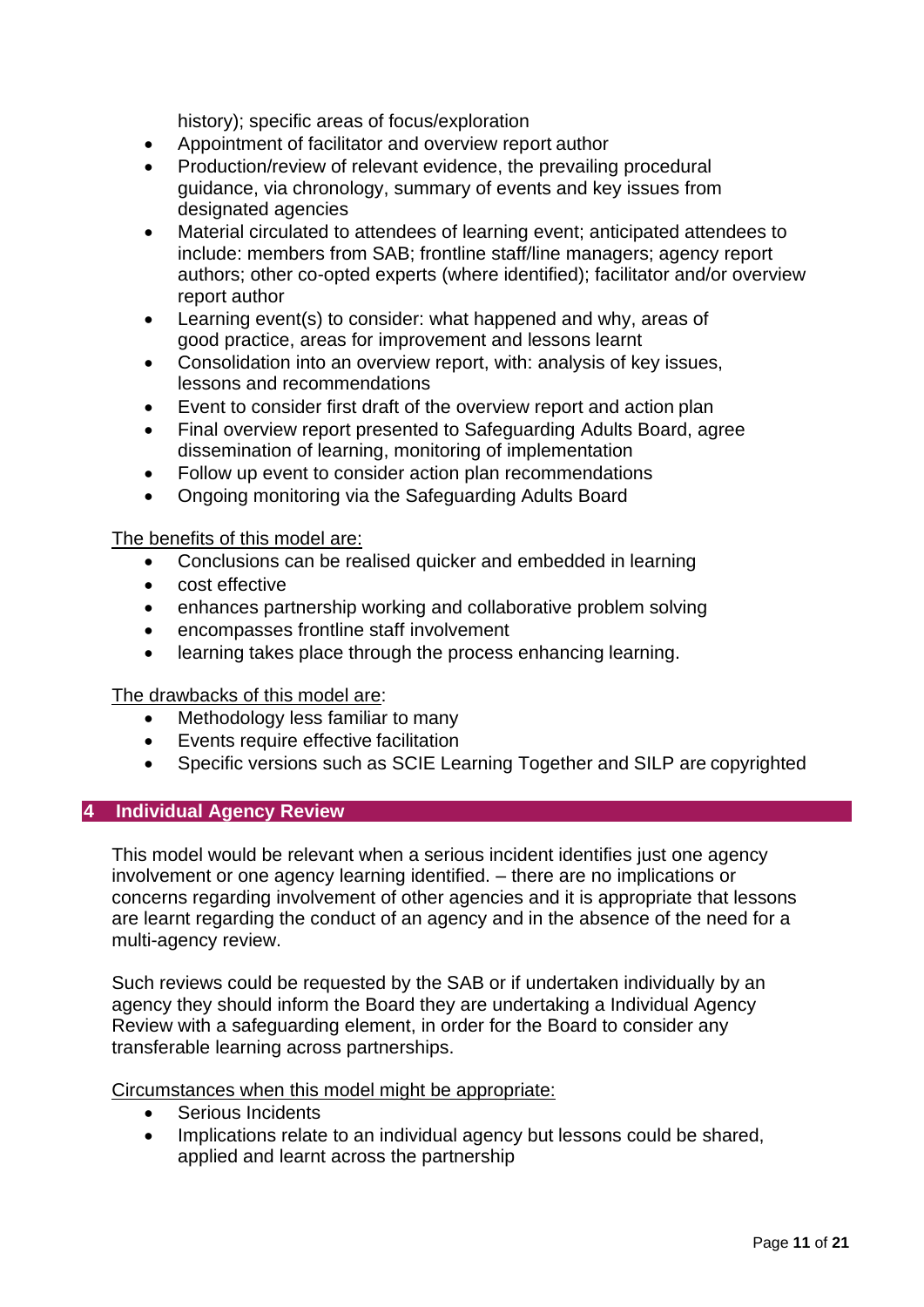history); specific areas of focus/exploration

- Appointment of facilitator and overview report author
- Production/review of relevant evidence, the prevailing procedural guidance, via chronology, summary of events and key issues from designated agencies
- Material circulated to attendees of learning event; anticipated attendees to include: members from SAB; frontline staff/line managers; agency report authors; other co-opted experts (where identified); facilitator and/or overview report author
- Learning event(s) to consider: what happened and why, areas of good practice, areas for improvement and lessons learnt
- Consolidation into an overview report, with: analysis of key issues, lessons and recommendations
- Event to consider first draft of the overview report and action plan
- Final overview report presented to Safeguarding Adults Board, agree dissemination of learning, monitoring of implementation
- Follow up event to consider action plan recommendations
- Ongoing monitoring via the Safeguarding Adults Board

The benefits of this model are:

- Conclusions can be realised quicker and embedded in learning
- cost effective
- enhances partnership working and collaborative problem solving
- encompasses frontline staff involvement
- learning takes place through the process enhancing learning.

The drawbacks of this model are:

- Methodology less familiar to many
- Events require effective facilitation
- Specific versions such as SCIE Learning Together and SILP are copyrighted

## 4 Individual Agency Review

This model would be relevant when a serious incident identifies just one agency involvement or one agency learning identified. – there are no implications or concerns regarding involvement of other agencies and it is appropriate that lessons are learnt regarding the conduct of an agency and in the absence of the need for a multi-agency review.

Such reviews could be requested by the SAB or if undertaken individually by an agency they should inform the Board they are undertaking a Individual Agency Review with a safeguarding element, in order for the Board to consider any transferable learning across partnerships.

Circumstances when this model might be appropriate:

- Serious Incidents
- Implications relate to an individual agency but lessons could be shared, applied and learnt across the partnership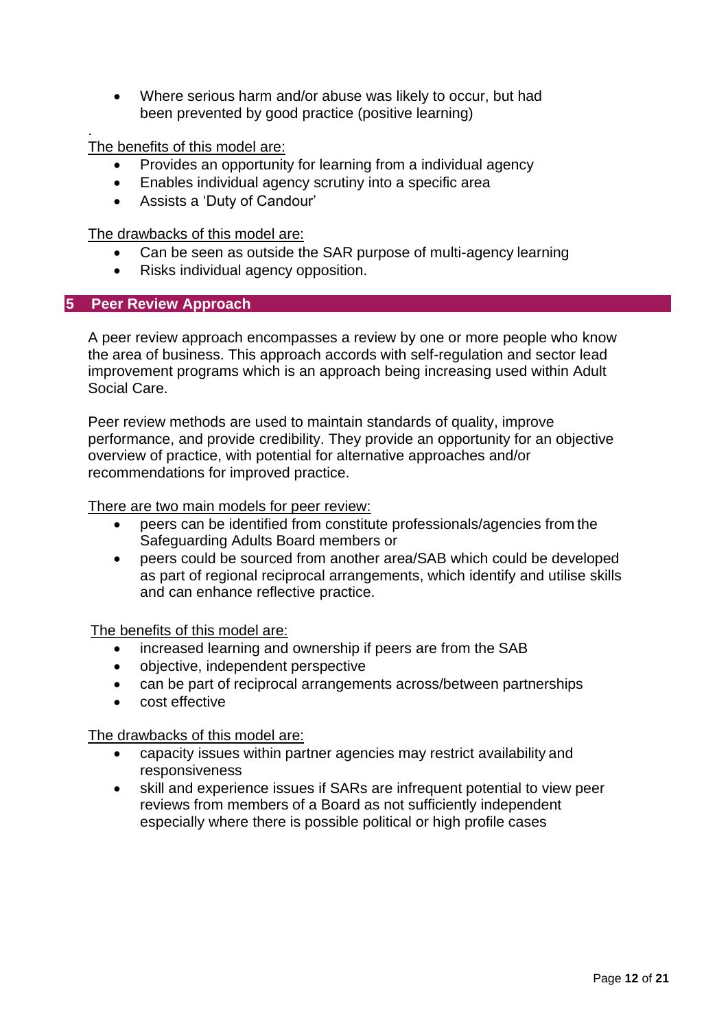- Where serious harm and/or abuse was likely to occur, but had been prevented by good practice (positive learning)

.
The benefits of this model are:

- Provides an opportunity for learning from a individual agency
- Enables individual agency scrutiny into a specific area
- Assists a 'Duty of Candour'

The drawbacks of this model are:

- Can be seen as outside the SAR purpose of multi-agency learning
- Risks individual agency opposition.

## 5 Peer Review Approach

A peer review approach encompasses a review by one or more people who know the area of business. This approach accords with self-regulation and sector lead improvement programs which is an approach being increasing used within Adult Social Care.

Peer review methods are used to maintain standards of quality, improve performance, and provide credibility. They provide an opportunity for an objective overview of practice, with potential for alternative approaches and/or recommendations for improved practice.

There are two main models for peer review:

- peers can be identified from constitute professionals/agencies from the Safeguarding Adults Board members or
- peers could be sourced from another area/SAB which could be developed as part of regional reciprocal arrangements, which identify and utilise skills and can enhance reflective practice.

The benefits of this model are:

- increased learning and ownership if peers are from the SAB
- objective, independent perspective
- can be part of reciprocal arrangements across/between partnerships
- cost effective

The drawbacks of this model are:

- capacity issues within partner agencies may restrict availability and responsiveness
- skill and experience issues if SARs are infrequent potential to view peer reviews from members of a Board as not sufficiently independent especially where there is possible political or high profile cases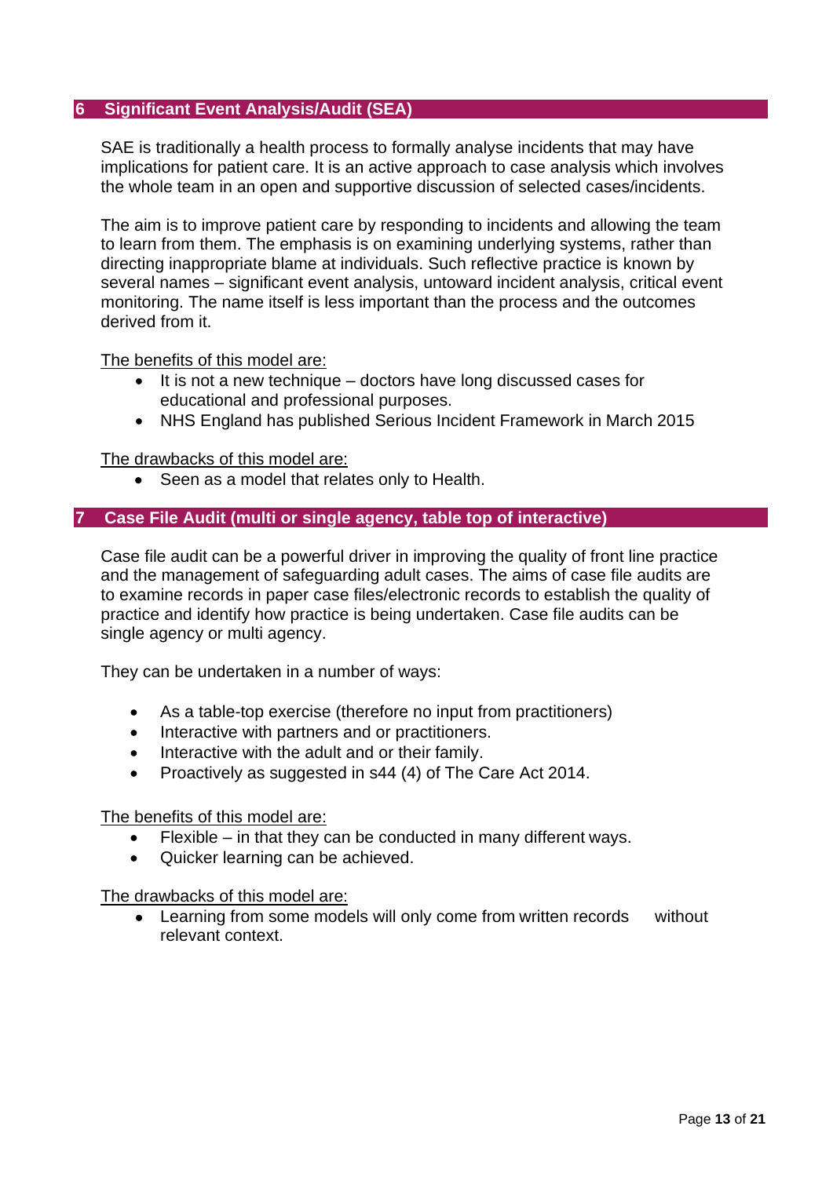## 6 Significant Event Analysis/Audit (SEA)

SAE is traditionally a health process to formally analyse incidents that may have implications for patient care. It is an active approach to case analysis which involves the whole team in an open and supportive discussion of selected cases/incidents.

The aim is to improve patient care by responding to incidents and allowing the team to learn from them. The emphasis is on examining underlying systems, rather than directing inappropriate blame at individuals. Such reflective practice is known by several names – significant event analysis, untoward incident analysis, critical event monitoring. The name itself is less important than the process and the outcomes derived from it.

The benefits of this model are:

- It is not a new technique – doctors have long discussed cases for educational and professional purposes.
- NHS England has published Serious Incident Framework in March 2015

The drawbacks of this model are:

- Seen as a model that relates only to Health.

## 7 Case File Audit (multi or single agency, table top of interactive)

Case file audit can be a powerful driver in improving the quality of front line practice and the management of safeguarding adult cases. The aims of case file audits are to examine records in paper case files/electronic records to establish the quality of practice and identify how practice is being undertaken. Case file audits can be single agency or multi agency.

They can be undertaken in a number of ways:

- As a table-top exercise (therefore no input from practitioners)
- Interactive with partners and or practitioners.
- Interactive with the adult and or their family.
- Proactively as suggested in s44 (4) of The Care Act 2014.

The benefits of this model are:

- Flexible – in that they can be conducted in many different ways.
- Quicker learning can be achieved.

The drawbacks of this model are:

- Learning from some models will only come from written records without relevant context.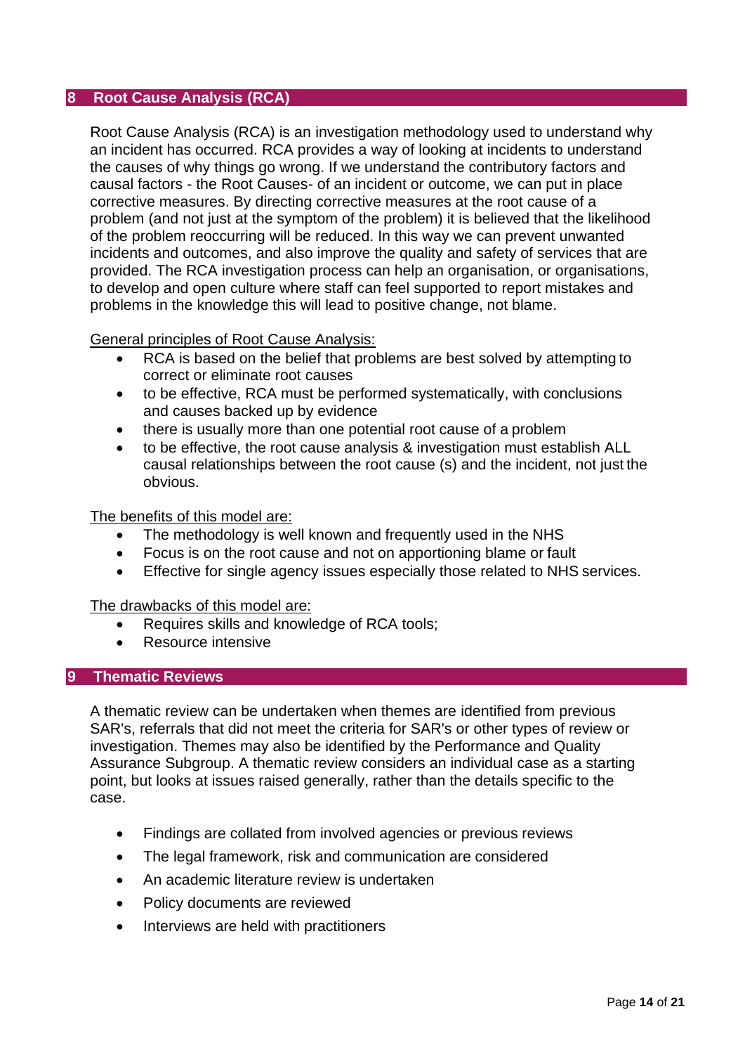## 8 Root Cause Analysis (RCA)

Root Cause Analysis (RCA) is an investigation methodology used to understand why an incident has occurred. RCA provides a way of looking at incidents to understand the causes of why things go wrong. If we understand the contributory factors and causal factors - the Root Causes- of an incident or outcome, we can put in place corrective measures. By directing corrective measures at the root cause of a problem (and not just at the symptom of the problem) it is believed that the likelihood of the problem reoccurring will be reduced. In this way we can prevent unwanted incidents and outcomes, and also improve the quality and safety of services that are provided. The RCA investigation process can help an organisation, or organisations, to develop and open culture where staff can feel supported to report mistakes and problems in the knowledge this will lead to positive change, not blame.

<u>General principles of Root Cause Analysis:</u>

- RCA is based on the belief that problems are best solved by attempting to correct or eliminate root causes
- to be effective, RCA must be performed systematically, with conclusions and causes backed up by evidence
- there is usually more than one potential root cause of a problem
- to be effective, the root cause analysis & investigation must establish ALL causal relationships between the root cause (s) and the incident, not just the obvious.

<u>The benefits of this model are:</u>

- The methodology is well known and frequently used in the NHS
- Focus is on the root cause and not on apportioning blame or fault
- Effective for single agency issues especially those related to NHS services.

<u>The drawbacks of this model are:</u>

- Requires skills and knowledge of RCA tools;
- Resource intensive

## 9 Thematic Reviews

A thematic review can be undertaken when themes are identified from previous SAR's, referrals that did not meet the criteria for SAR's or other types of review or investigation. Themes may also be identified by the Performance and Quality Assurance Subgroup. A thematic review considers an individual case as a starting point, but looks at issues raised generally, rather than the details specific to the case.

- Findings are collated from involved agencies or previous reviews
- The legal framework, risk and communication are considered
- An academic literature review is undertaken
- Policy documents are reviewed
- Interviews are held with practitioners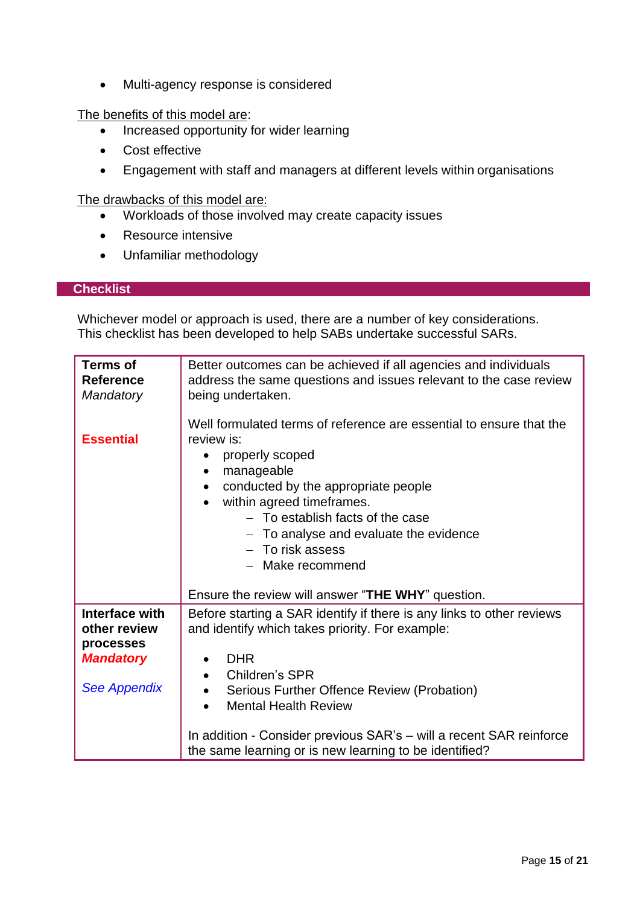- Multi-agency response is considered

The benefits of this model are:

- Increased opportunity for wider learning
- Cost effective
- Engagement with staff and managers at different levels within organisations

The drawbacks of this model are:

- Workloads of those involved may create capacity issues
- Resource intensive
- Unfamiliar methodology

## Checklist

Whichever model or approach is used, there are a number of key considerations. This checklist has been developed to help SABs undertake successful SARs.

| | |
|---|---|
| **Terms of Reference**<br>*Mandatory*<br><br>**Essential** | Better outcomes can be achieved if all agencies and individuals address the same questions and issues relevant to the case review being undertaken.<br><br>Well formulated terms of reference are essential to ensure that the review is:<br>• properly scoped<br>• manageable<br>• conducted by the appropriate people<br>• within agreed timeframes.<br>– To establish facts of the case<br>– To analyse and evaluate the evidence<br>– To risk assess<br>– Make recommend<br><br>Ensure the review will answer "**THE WHY**" question. |
| **Interface with other review processes**<br>***Mandatory***<br><br>*See Appendix* | Before starting a SAR identify if there is any links to other reviews and identify which takes priority. For example:<br><br>• DHR<br>• Children's SPR<br>• Serious Further Offence Review (Probation)<br>• Mental Health Review<br><br>In addition - Consider previous SAR's – will a recent SAR reinforce the same learning or is new learning to be identified? |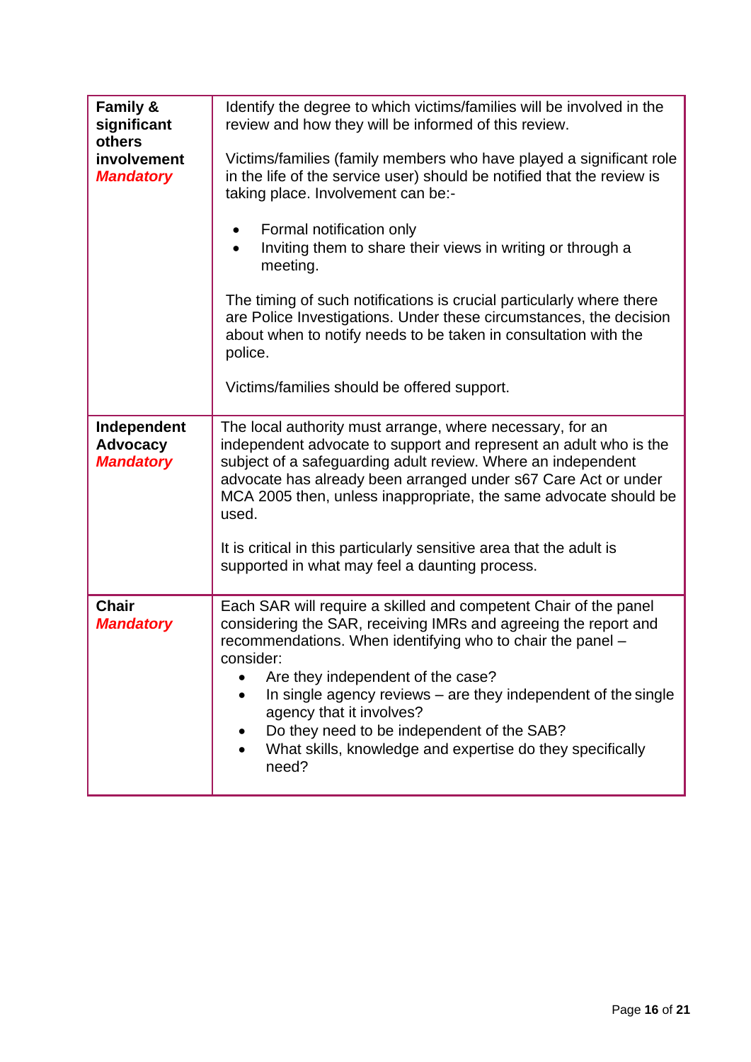| | |
|---|---|
| **Family & significant others involvement** ***Mandatory*** | Identify the degree to which victims/families will be involved in the review and how they will be informed of this review.<br><br>Victims/families (family members who have played a significant role in the life of the service user) should be notified that the review is taking place. Involvement can be:-<br><br>• Formal notification only<br>• Inviting them to share their views in writing or through a meeting.<br><br>The timing of such notifications is crucial particularly where there are Police Investigations. Under these circumstances, the decision about when to notify needs to be taken in consultation with the police.<br><br>Victims/families should be offered support. |
| **Independent Advocacy** ***Mandatory*** | The local authority must arrange, where necessary, for an independent advocate to support and represent an adult who is the subject of a safeguarding adult review. Where an independent advocate has already been arranged under s67 Care Act or under MCA 2005 then, unless inappropriate, the same advocate should be used.<br><br>It is critical in this particularly sensitive area that the adult is supported in what may feel a daunting process. |
| **Chair** ***Mandatory*** | Each SAR will require a skilled and competent Chair of the panel considering the SAR, receiving IMRs and agreeing the report and recommendations. When identifying who to chair the panel – consider:<br>• Are they independent of the case?<br>• In single agency reviews – are they independent of the single agency that it involves?<br>• Do they need to be independent of the SAB?<br>• What skills, knowledge and expertise do they specifically need? |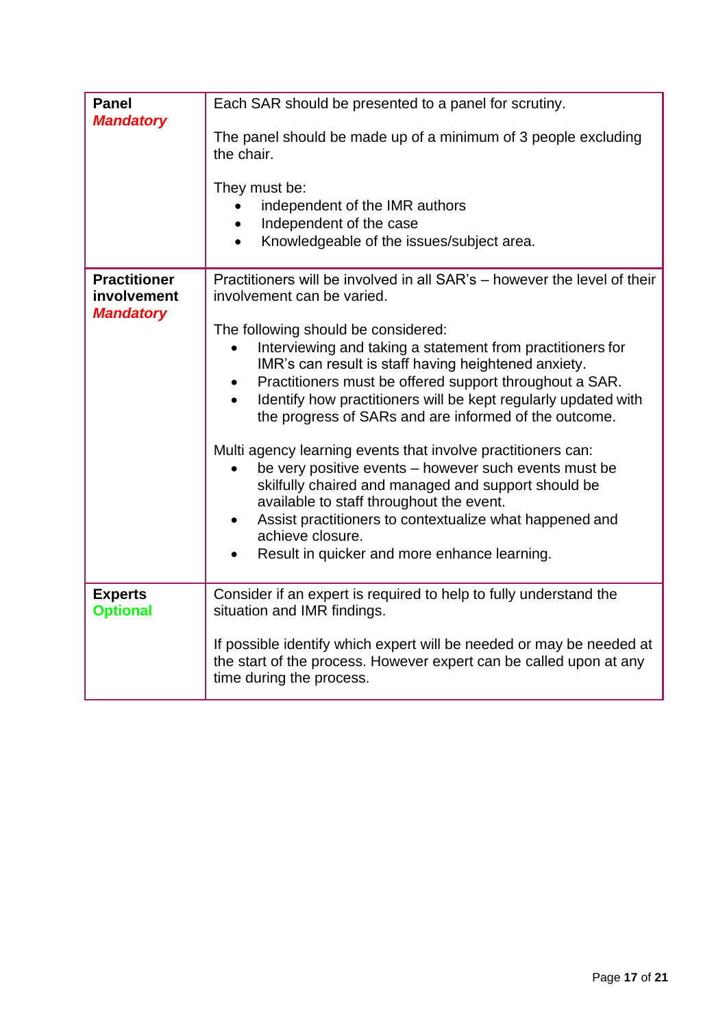| | |
|---|---|
| **Panel** <br> ***Mandatory*** | Each SAR should be presented to a panel for scrutiny.<br><br>The panel should be made up of a minimum of 3 people excluding the chair.<br><br>They must be:<br>• independent of the IMR authors<br>• Independent of the case<br>• Knowledgeable of the issues/subject area. |
| **Practitioner involvement** <br> ***Mandatory*** | Practitioners will be involved in all SAR's – however the level of their involvement can be varied.<br><br>The following should be considered:<br>• Interviewing and taking a statement from practitioners for IMR's can result is staff having heightened anxiety.<br>• Practitioners must be offered support throughout a SAR.<br>• Identify how practitioners will be kept regularly updated with the progress of SARs and are informed of the outcome.<br><br>Multi agency learning events that involve practitioners can:<br>• be very positive events – however such events must be skilfully chaired and managed and support should be available to staff throughout the event.<br>• Assist practitioners to contextualize what happened and achieve closure.<br>• Result in quicker and more enhance learning. |
| **Experts** <br> **Optional** | Consider if an expert is required to help to fully understand the situation and IMR findings.<br><br>If possible identify which expert will be needed or may be needed at the start of the process. However expert can be called upon at any time during the process. |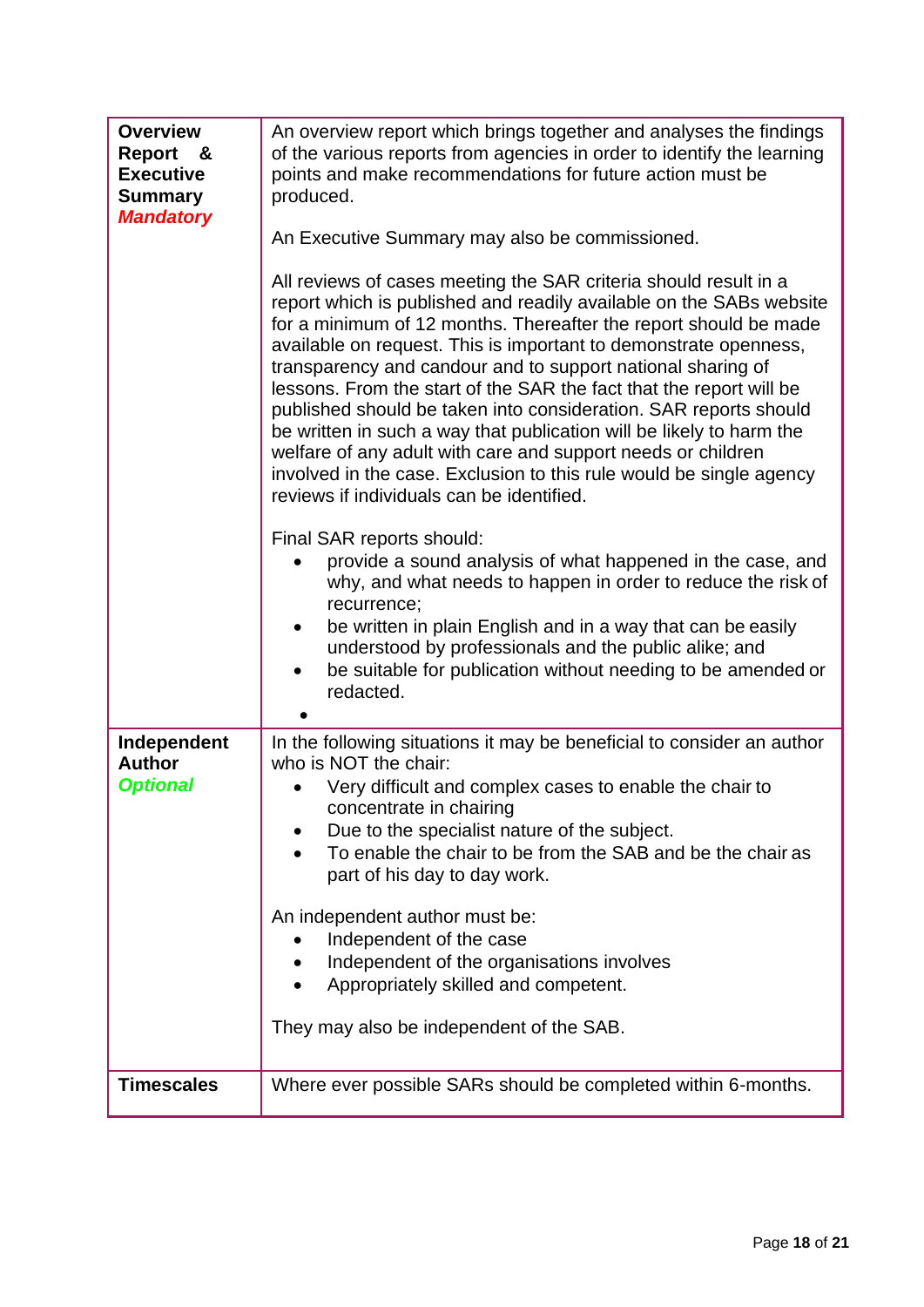| | |
|---|---|
| **Overview Report & Executive Summary** ***Mandatory*** | An overview report which brings together and analyses the findings of the various reports from agencies in order to identify the learning points and make recommendations for future action must be produced.<br><br>An Executive Summary may also be commissioned.<br><br>All reviews of cases meeting the SAR criteria should result in a report which is published and readily available on the SABs website for a minimum of 12 months. Thereafter the report should be made available on request. This is important to demonstrate openness, transparency and candour and to support national sharing of lessons. From the start of the SAR the fact that the report will be published should be taken into consideration. SAR reports should be written in such a way that publication will be likely to harm the welfare of any adult with care and support needs or children involved in the case. Exclusion to this rule would be single agency reviews if individuals can be identified.<br><br>Final SAR reports should:<br>• provide a sound analysis of what happened in the case, and why, and what needs to happen in order to reduce the risk of recurrence;<br>• be written in plain English and in a way that can be easily understood by professionals and the public alike; and<br>• be suitable for publication without needing to be amended or redacted.<br>• |
| **Independent Author** ***Optional*** | In the following situations it may be beneficial to consider an author who is NOT the chair:<br>• Very difficult and complex cases to enable the chair to concentrate in chairing<br>• Due to the specialist nature of the subject.<br>• To enable the chair to be from the SAB and be the chair as part of his day to day work.<br><br>An independent author must be:<br>• Independent of the case<br>• Independent of the organisations involves<br>• Appropriately skilled and competent.<br><br>They may also be independent of the SAB. |
| **Timescales** | Where ever possible SARs should be completed within 6-months. |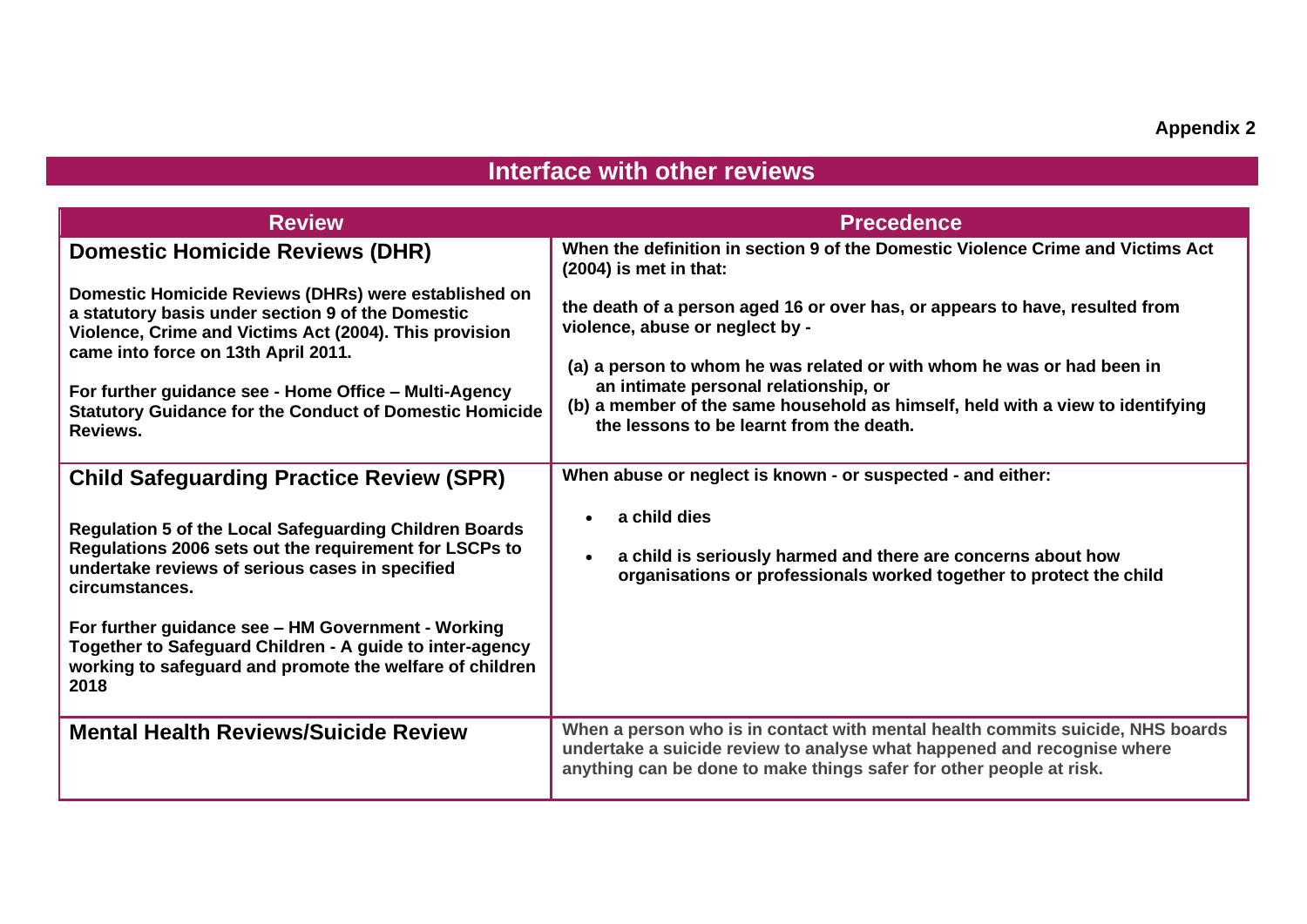**Appendix 2**

## Interface with other reviews

| Review | Precedence |
|---|---|
| **Domestic Homicide Reviews (DHR)**<br><br>Domestic Homicide Reviews (DHRs) were established on a statutory basis under section 9 of the Domestic Violence, Crime and Victims Act (2004). This provision came into force on 13th April 2011.<br><br>For further guidance see - Home Office – Multi-Agency Statutory Guidance for the Conduct of Domestic Homicide Reviews. | When the definition in section 9 of the Domestic Violence Crime and Victims Act (2004) is met in that:<br><br>the death of a person aged 16 or over has, or appears to have, resulted from violence, abuse or neglect by -<br><br>(a) a person to whom he was related or with whom he was or had been in an intimate personal relationship, or<br>(b) a member of the same household as himself, held with a view to identifying the lessons to be learnt from the death. |
| **Child Safeguarding Practice Review (SPR)**<br><br>Regulation 5 of the Local Safeguarding Children Boards Regulations 2006 sets out the requirement for LSCPs to undertake reviews of serious cases in specified circumstances.<br><br>For further guidance see – HM Government - Working Together to Safeguard Children - A guide to inter-agency working to safeguard and promote the welfare of children 2018 | When abuse or neglect is known - or suspected - and either:<br><br>• a child dies<br>• a child is seriously harmed and there are concerns about how organisations or professionals worked together to protect the child |
| **Mental Health Reviews/Suicide Review** | When a person who is in contact with mental health commits suicide, NHS boards undertake a suicide review to analyse what happened and recognise where anything can be done to make things safer for other people at risk. |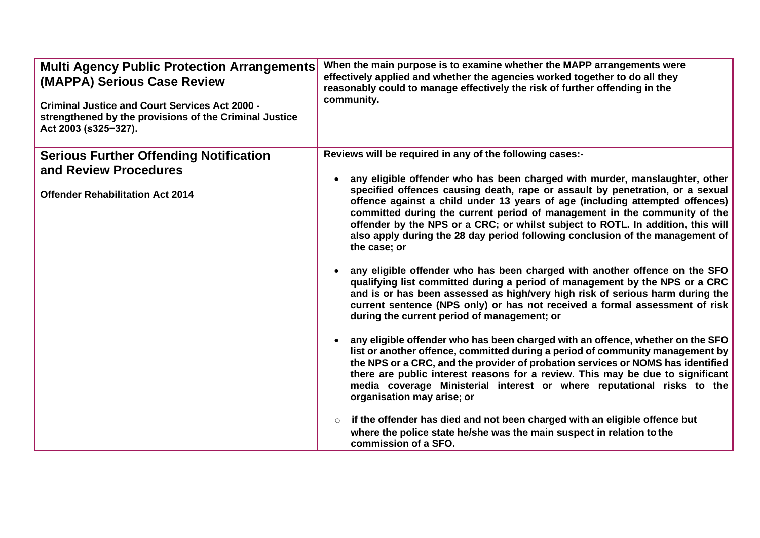| | |
|---|---|
| **Multi Agency Public Protection Arrangements (MAPPA) Serious Case Review**<br><br>**Criminal Justice and Court Services Act 2000 - strengthened by the provisions of the Criminal Justice Act 2003 (s325−327).** | **When the main purpose is to examine whether the MAPP arrangements were effectively applied and whether the agencies worked together to do all they reasonably could to manage effectively the risk of further offending in the community.** |
| **Serious Further Offending Notification and Review Procedures**<br><br>**Offender Rehabilitation Act 2014** | **Reviews will be required in any of the following cases:-**<br><br>• **any eligible offender who has been charged with murder, manslaughter, other specified offences causing death, rape or assault by penetration, or a sexual offence against a child under 13 years of age (including attempted offences) committed during the current period of management in the community of the offender by the NPS or a CRC; or whilst subject to ROTL. In addition, this will also apply during the 28 day period following conclusion of the management of the case; or**<br><br>• **any eligible offender who has been charged with another offence on the SFO qualifying list committed during a period of management by the NPS or a CRC and is or has been assessed as high/very high risk of serious harm during the current sentence (NPS only) or has not received a formal assessment of risk during the current period of management; or**<br><br>• **any eligible offender who has been charged with an offence, whether on the SFO list or another offence, committed during a period of community management by the NPS or a CRC, and the provider of probation services or NOMS has identified there are public interest reasons for a review. This may be due to significant media coverage Ministerial interest or where reputational risks to the organisation may arise; or**<br><br>○ **if the offender has died and not been charged with an eligible offence but where the police state he/she was the main suspect in relation to the commission of a SFO.** |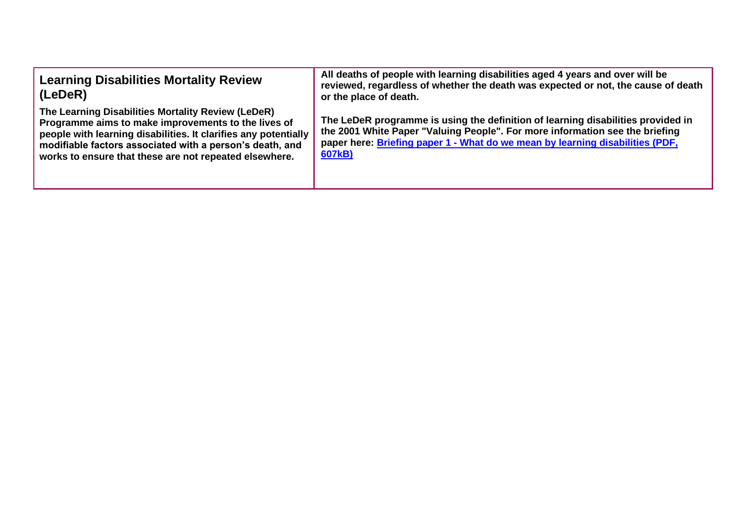| | |
|---|---|
| **Learning Disabilities Mortality Review (LeDeR)**<br><br>**The Learning Disabilities Mortality Review (LeDeR) Programme aims to make improvements to the lives of people with learning disabilities. It clarifies any potentially modifiable factors associated with a person's death, and works to ensure that these are not repeated elsewhere.** | **All deaths of people with learning disabilities aged 4 years and over will be reviewed, regardless of whether the death was expected or not, the cause of death or the place of death.**<br><br>**The LeDeR programme is using the definition of learning disabilities provided in the 2001 White Paper "Valuing People". For more information see the briefing paper here: Briefing paper 1 - What do we mean by learning disabilities (PDF, 607kB)** |